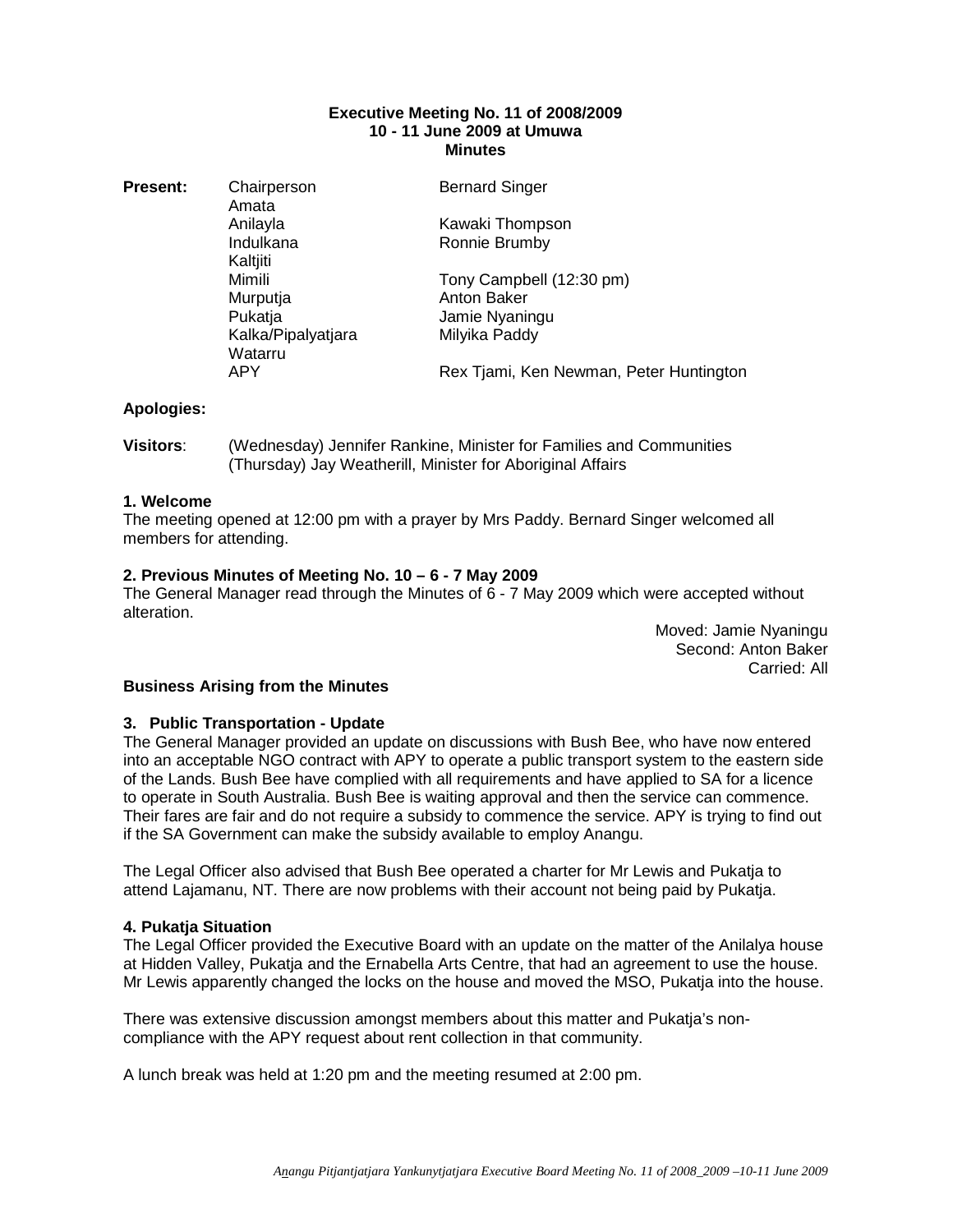**Executive Meeting No. 11 of 2008/2009**
**10 - 11 June 2009 at Umuwa**
**Minutes**

| **Present:** | | |
|---|---|---|
| | Chairperson | Bernard Singer |
| | Amata | |
| | Anilayla | Kawaki Thompson |
| | Indulkana | Ronnie Brumby |
| | Kaltjiti | |
| | Mimili | Tony Campbell (12:30 pm) |
| | Murputja | Anton Baker |
| | Pukatja | Jamie Nyaningu |
| | Kalka/Pipalyatjara | Milyika Paddy |
| | Watarru | |
| | APY | Rex Tjami, Ken Newman, Peter Huntington |

**Apologies:**

**Visitors**: (Wednesday) Jennifer Rankine, Minister for Families and Communities
(Thursday) Jay Weatherill, Minister for Aboriginal Affairs

### 1. Welcome

The meeting opened at 12:00 pm with a prayer by Mrs Paddy. Bernard Singer welcomed all members for attending.

### 2. Previous Minutes of Meeting No. 10 – 6 - 7 May 2009

The General Manager read through the Minutes of 6 - 7 May 2009 which were accepted without alteration.

Moved: Jamie Nyaningu
Second: Anton Baker
Carried: All

### Business Arising from the Minutes

### 3. Public Transportation - Update

The General Manager provided an update on discussions with Bush Bee, who have now entered into an acceptable NGO contract with APY to operate a public transport system to the eastern side of the Lands. Bush Bee have complied with all requirements and have applied to SA for a licence to operate in South Australia. Bush Bee is waiting approval and then the service can commence. Their fares are fair and do not require a subsidy to commence the service. APY is trying to find out if the SA Government can make the subsidy available to employ Anangu.

The Legal Officer also advised that Bush Bee operated a charter for Mr Lewis and Pukatja to attend Lajamanu, NT. There are now problems with their account not being paid by Pukatja.

### 4. Pukatja Situation

The Legal Officer provided the Executive Board with an update on the matter of the Anilalya house at Hidden Valley, Pukatja and the Ernabella Arts Centre, that had an agreement to use the house. Mr Lewis apparently changed the locks on the house and moved the MSO, Pukatja into the house.

There was extensive discussion amongst members about this matter and Pukatja's non-compliance with the APY request about rent collection in that community.

A lunch break was held at 1:20 pm and the meeting resumed at 2:00 pm.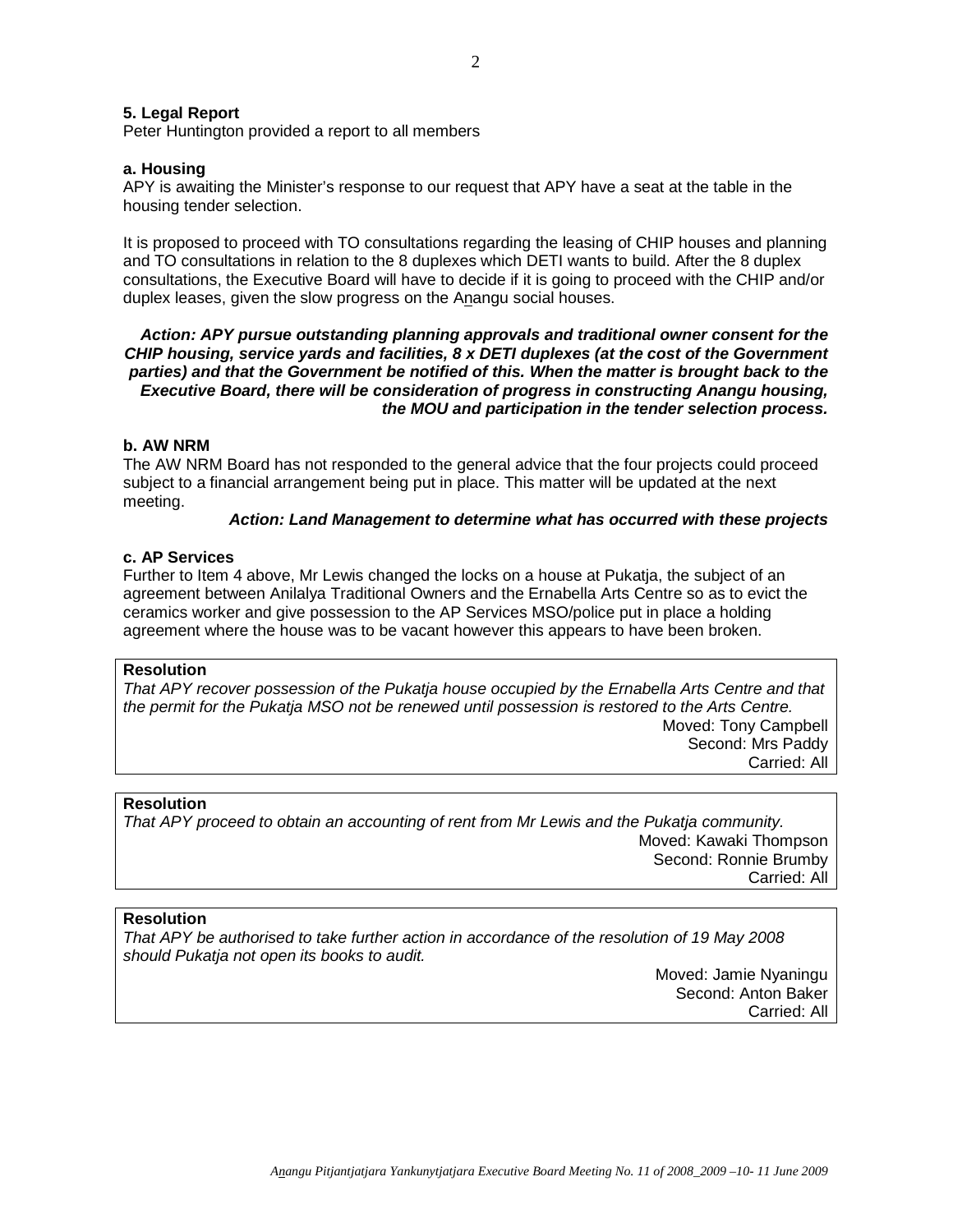### 5. Legal Report

Peter Huntington provided a report to all members

#### a. Housing

APY is awaiting the Minister's response to our request that APY have a seat at the table in the housing tender selection.

It is proposed to proceed with TO consultations regarding the leasing of CHIP houses and planning and TO consultations in relation to the 8 duplexes which DETI wants to build. After the 8 duplex consultations, the Executive Board will have to decide if it is going to proceed with the CHIP and/or duplex leases, given the slow progress on the Anangu social houses.

***Action: APY pursue outstanding planning approvals and traditional owner consent for the CHIP housing, service yards and facilities, 8 x DETI duplexes (at the cost of the Government parties) and that the Government be notified of this. When the matter is brought back to the Executive Board, there will be consideration of progress in constructing Anangu housing, the MOU and participation in the tender selection process.***

#### b. AW NRM

The AW NRM Board has not responded to the general advice that the four projects could proceed subject to a financial arrangement being put in place. This matter will be updated at the next meeting.

***Action: Land Management to determine what has occurred with these projects***

#### c. AP Services

Further to Item 4 above, Mr Lewis changed the locks on a house at Pukatja, the subject of an agreement between Anilalya Traditional Owners and the Ernabella Arts Centre so as to evict the ceramics worker and give possession to the AP Services MSO/police put in place a holding agreement where the house was to be vacant however this appears to have been broken.

**Resolution**

*That APY recover possession of the Pukatja house occupied by the Ernabella Arts Centre and that the permit for the Pukatja MSO not be renewed until possession is restored to the Arts Centre.*

Moved: Tony Campbell
Second: Mrs Paddy
Carried: All

**Resolution**

*That APY proceed to obtain an accounting of rent from Mr Lewis and the Pukatja community.*

Moved: Kawaki Thompson
Second: Ronnie Brumby
Carried: All

**Resolution**

*That APY be authorised to take further action in accordance of the resolution of 19 May 2008 should Pukatja not open its books to audit.*

Moved: Jamie Nyaningu
Second: Anton Baker
Carried: All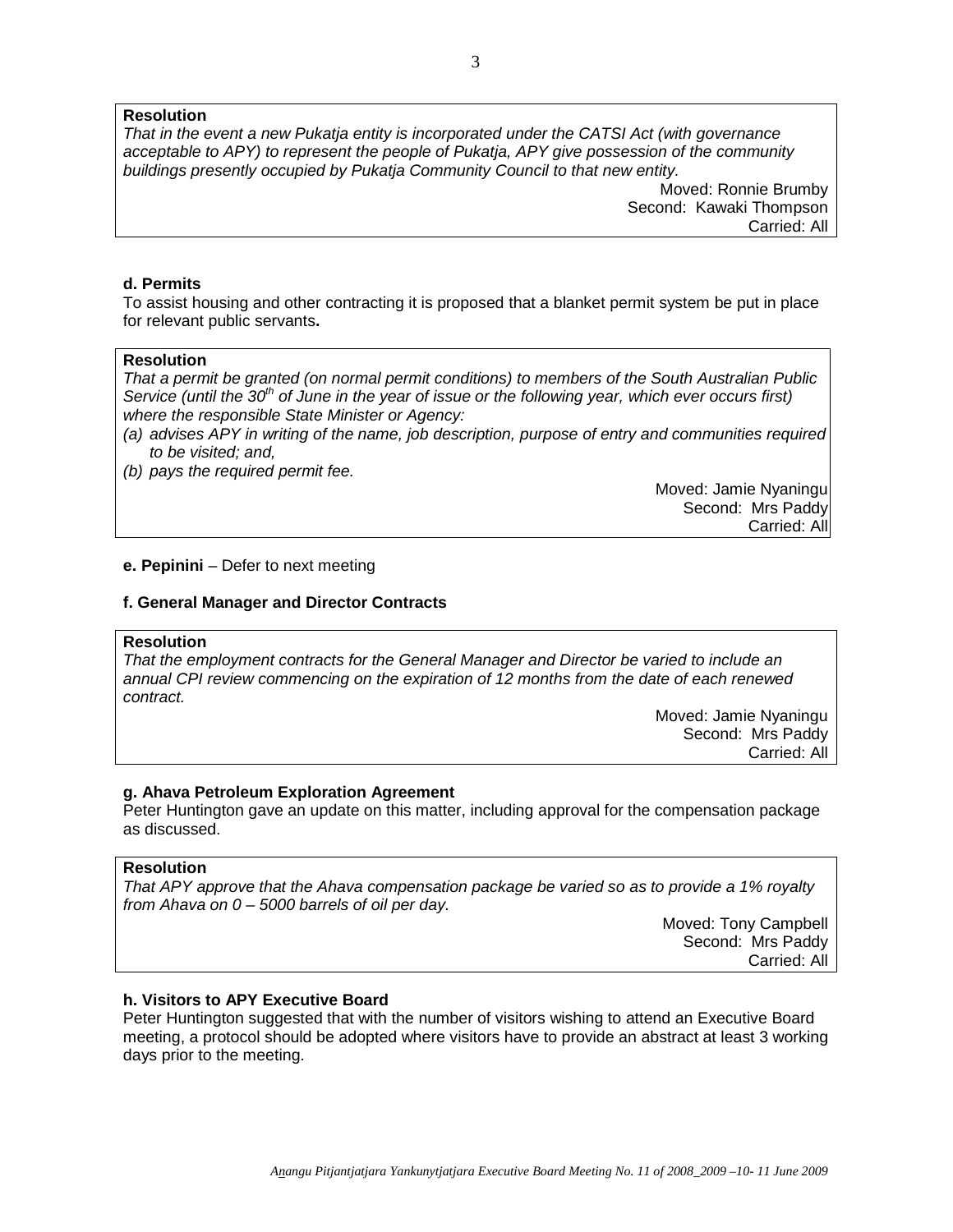**Resolution**

*That in the event a new Pukatja entity is incorporated under the CATSI Act (with governance acceptable to APY) to represent the people of Pukatja, APY give possession of the community buildings presently occupied by Pukatja Community Council to that new entity.*

Moved: Ronnie Brumby
Second: Kawaki Thompson
Carried: All

**d. Permits**

To assist housing and other contracting it is proposed that a blanket permit system be put in place for relevant public servants**.**

**Resolution**

*That a permit be granted (on normal permit conditions) to members of the South Australian Public Service (until the 30th of June in the year of issue or the following year, which ever occurs first) where the responsible State Minister or Agency:*

*(a) advises APY in writing of the name, job description, purpose of entry and communities required to be visited; and,*

*(b) pays the required permit fee.*

Moved: Jamie Nyaningu
Second: Mrs Paddy
Carried: All

**e. Pepinini** – Defer to next meeting

**f. General Manager and Director Contracts**

**Resolution**

*That the employment contracts for the General Manager and Director be varied to include an annual CPI review commencing on the expiration of 12 months from the date of each renewed contract.*

Moved: Jamie Nyaningu
Second: Mrs Paddy
Carried: All

**g. Ahava Petroleum Exploration Agreement**

Peter Huntington gave an update on this matter, including approval for the compensation package as discussed.

**Resolution**

*That APY approve that the Ahava compensation package be varied so as to provide a 1% royalty from Ahava on 0 – 5000 barrels of oil per day.*

Moved: Tony Campbell
Second: Mrs Paddy
Carried: All

**h. Visitors to APY Executive Board**

Peter Huntington suggested that with the number of visitors wishing to attend an Executive Board meeting, a protocol should be adopted where visitors have to provide an abstract at least 3 working days prior to the meeting.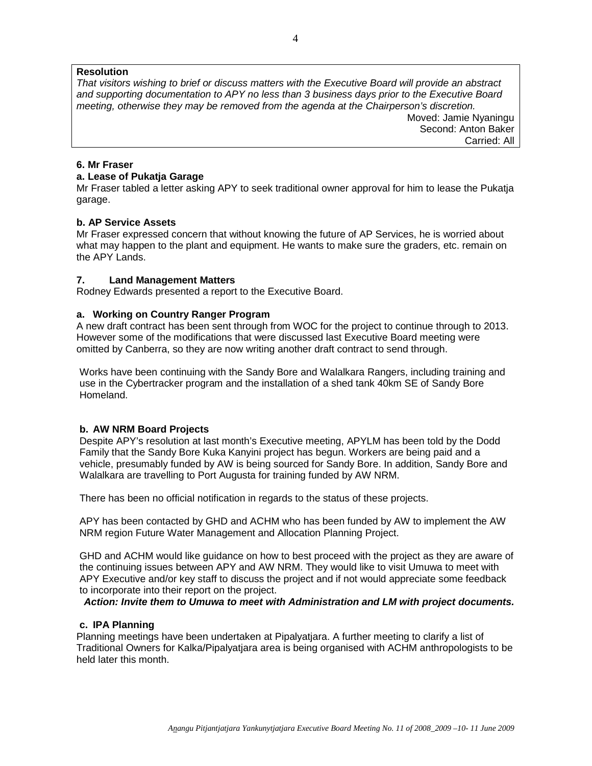**Resolution**

*That visitors wishing to brief or discuss matters with the Executive Board will provide an abstract and supporting documentation to APY no less than 3 business days prior to the Executive Board meeting, otherwise they may be removed from the agenda at the Chairperson's discretion.*

Moved: Jamie Nyaningu
Second: Anton Baker
Carried: All

**6. Mr Fraser**

**a. Lease of Pukatja Garage**

Mr Fraser tabled a letter asking APY to seek traditional owner approval for him to lease the Pukatja garage.

**b. AP Service Assets**

Mr Fraser expressed concern that without knowing the future of AP Services, he is worried about what may happen to the plant and equipment. He wants to make sure the graders, etc. remain on the APY Lands.

**7. Land Management Matters**

Rodney Edwards presented a report to the Executive Board.

**a. Working on Country Ranger Program**

A new draft contract has been sent through from WOC for the project to continue through to 2013. However some of the modifications that were discussed last Executive Board meeting were omitted by Canberra, so they are now writing another draft contract to send through.

Works have been continuing with the Sandy Bore and Walalkara Rangers, including training and use in the Cybertracker program and the installation of a shed tank 40km SE of Sandy Bore Homeland.

**b. AW NRM Board Projects**

Despite APY's resolution at last month's Executive meeting, APYLM has been told by the Dodd Family that the Sandy Bore Kuka Kanyini project has begun. Workers are being paid and a vehicle, presumably funded by AW is being sourced for Sandy Bore. In addition, Sandy Bore and Walalkara are travelling to Port Augusta for training funded by AW NRM.

There has been no official notification in regards to the status of these projects.

APY has been contacted by GHD and ACHM who has been funded by AW to implement the AW NRM region Future Water Management and Allocation Planning Project.

GHD and ACHM would like guidance on how to best proceed with the project as they are aware of the continuing issues between APY and AW NRM. They would like to visit Umuwa to meet with APY Executive and/or key staff to discuss the project and if not would appreciate some feedback to incorporate into their report on the project.

***Action: Invite them to Umuwa to meet with Administration and LM with project documents.***

**c. IPA Planning**

Planning meetings have been undertaken at Pipalyatjara. A further meeting to clarify a list of Traditional Owners for Kalka/Pipalyatjara area is being organised with ACHM anthropologists to be held later this month.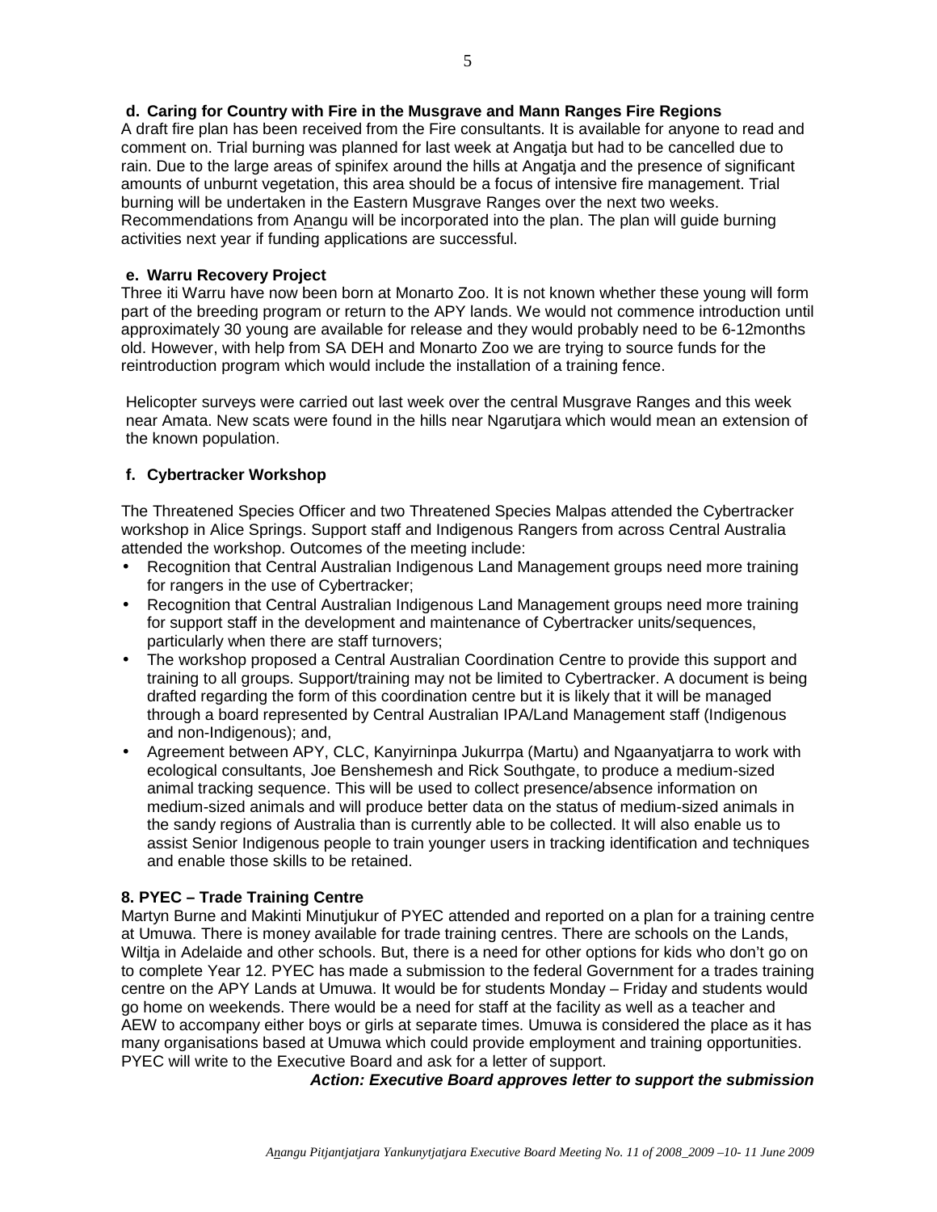**d. Caring for Country with Fire in the Musgrave and Mann Ranges Fire Regions**

A draft fire plan has been received from the Fire consultants. It is available for anyone to read and comment on. Trial burning was planned for last week at Angatja but had to be cancelled due to rain. Due to the large areas of spinifex around the hills at Angatja and the presence of significant amounts of unburnt vegetation, this area should be a focus of intensive fire management. Trial burning will be undertaken in the Eastern Musgrave Ranges over the next two weeks. Recommendations from Anangu will be incorporated into the plan. The plan will guide burning activities next year if funding applications are successful.

**e. Warru Recovery Project**

Three iti Warru have now been born at Monarto Zoo. It is not known whether these young will form part of the breeding program or return to the APY lands. We would not commence introduction until approximately 30 young are available for release and they would probably need to be 6-12months old. However, with help from SA DEH and Monarto Zoo we are trying to source funds for the reintroduction program which would include the installation of a training fence.

Helicopter surveys were carried out last week over the central Musgrave Ranges and this week near Amata. New scats were found in the hills near Ngarutjara which would mean an extension of the known population.

**f. Cybertracker Workshop**

The Threatened Species Officer and two Threatened Species Malpas attended the Cybertracker workshop in Alice Springs. Support staff and Indigenous Rangers from across Central Australia attended the workshop. Outcomes of the meeting include:

- Recognition that Central Australian Indigenous Land Management groups need more training for rangers in the use of Cybertracker;
- Recognition that Central Australian Indigenous Land Management groups need more training for support staff in the development and maintenance of Cybertracker units/sequences, particularly when there are staff turnovers;
- The workshop proposed a Central Australian Coordination Centre to provide this support and training to all groups. Support/training may not be limited to Cybertracker. A document is being drafted regarding the form of this coordination centre but it is likely that it will be managed through a board represented by Central Australian IPA/Land Management staff (Indigenous and non-Indigenous); and,
- Agreement between APY, CLC, Kanyirninpa Jukurrpa (Martu) and Ngaanyatjarra to work with ecological consultants, Joe Benshemesh and Rick Southgate, to produce a medium-sized animal tracking sequence. This will be used to collect presence/absence information on medium-sized animals and will produce better data on the status of medium-sized animals in the sandy regions of Australia than is currently able to be collected. It will also enable us to assist Senior Indigenous people to train younger users in tracking identification and techniques and enable those skills to be retained.

**8. PYEC – Trade Training Centre**

Martyn Burne and Makinti Minutjukur of PYEC attended and reported on a plan for a training centre at Umuwa. There is money available for trade training centres. There are schools on the Lands, Wiltja in Adelaide and other schools. But, there is a need for other options for kids who don't go on to complete Year 12. PYEC has made a submission to the federal Government for a trades training centre on the APY Lands at Umuwa. It would be for students Monday – Friday and students would go home on weekends. There would be a need for staff at the facility as well as a teacher and AEW to accompany either boys or girls at separate times. Umuwa is considered the place as it has many organisations based at Umuwa which could provide employment and training opportunities. PYEC will write to the Executive Board and ask for a letter of support.

***Action: Executive Board approves letter to support the submission***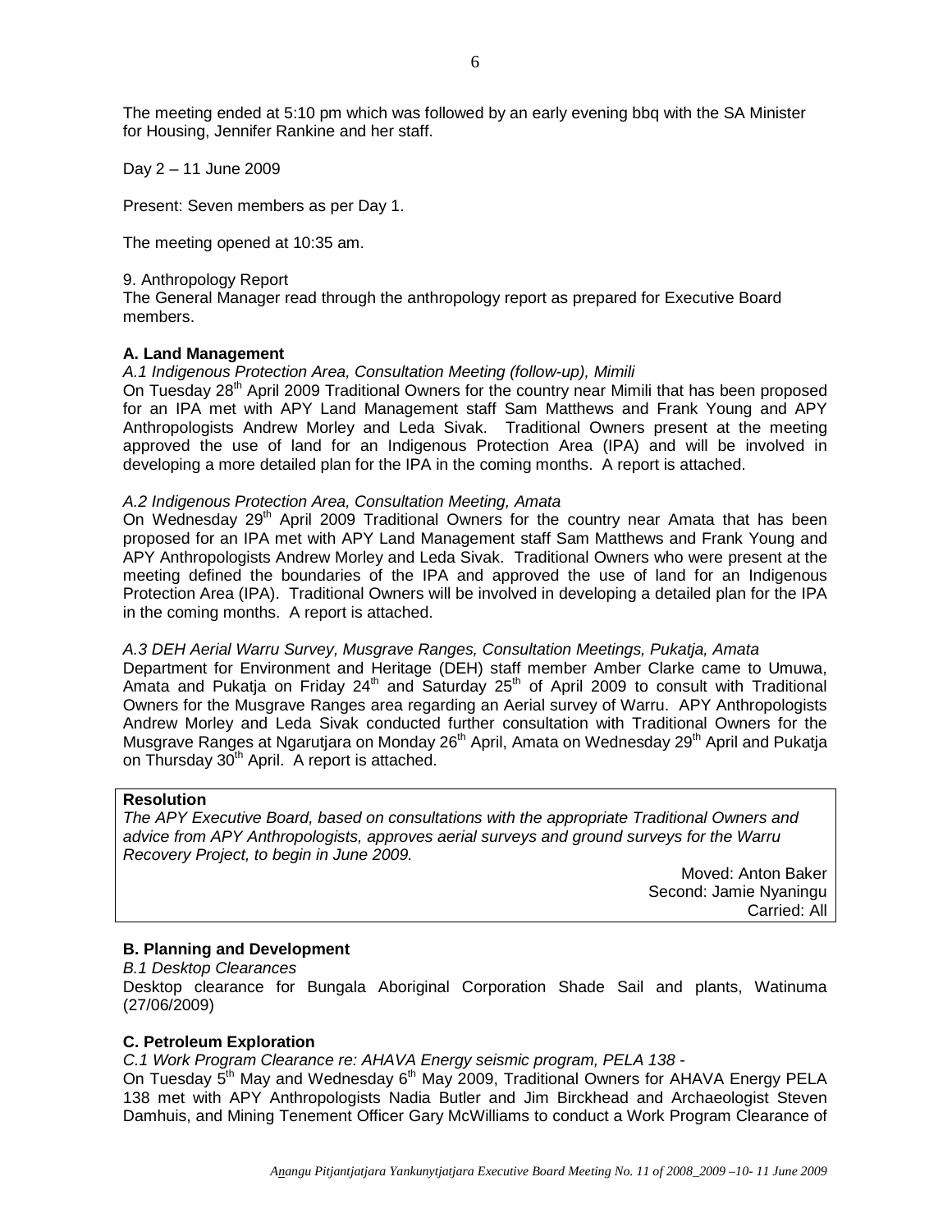The meeting ended at 5:10 pm which was followed by an early evening bbq with the SA Minister for Housing, Jennifer Rankine and her staff.

Day 2 – 11 June 2009

Present: Seven members as per Day 1.

The meeting opened at 10:35 am.

9. Anthropology Report

The General Manager read through the anthropology report as prepared for Executive Board members.

**A. Land Management**

*A.1 Indigenous Protection Area, Consultation Meeting (follow-up), Mimili*

On Tuesday 28th April 2009 Traditional Owners for the country near Mimili that has been proposed for an IPA met with APY Land Management staff Sam Matthews and Frank Young and APY Anthropologists Andrew Morley and Leda Sivak. Traditional Owners present at the meeting approved the use of land for an Indigenous Protection Area (IPA) and will be involved in developing a more detailed plan for the IPA in the coming months. A report is attached.

*A.2 Indigenous Protection Area, Consultation Meeting, Amata*

On Wednesday 29th April 2009 Traditional Owners for the country near Amata that has been proposed for an IPA met with APY Land Management staff Sam Matthews and Frank Young and APY Anthropologists Andrew Morley and Leda Sivak. Traditional Owners who were present at the meeting defined the boundaries of the IPA and approved the use of land for an Indigenous Protection Area (IPA). Traditional Owners will be involved in developing a detailed plan for the IPA in the coming months. A report is attached.

*A.3 DEH Aerial Warru Survey, Musgrave Ranges, Consultation Meetings, Pukatja, Amata*

Department for Environment and Heritage (DEH) staff member Amber Clarke came to Umuwa, Amata and Pukatja on Friday 24th and Saturday 25th of April 2009 to consult with Traditional Owners for the Musgrave Ranges area regarding an Aerial survey of Warru. APY Anthropologists Andrew Morley and Leda Sivak conducted further consultation with Traditional Owners for the Musgrave Ranges at Ngarutjara on Monday 26th April, Amata on Wednesday 29th April and Pukatja on Thursday 30th April. A report is attached.

**Resolution**

*The APY Executive Board, based on consultations with the appropriate Traditional Owners and advice from APY Anthropologists, approves aerial surveys and ground surveys for the Warru Recovery Project, to begin in June 2009.*

Moved: Anton Baker
Second: Jamie Nyaningu
Carried: All

**B. Planning and Development**

*B.1 Desktop Clearances*

Desktop clearance for Bungala Aboriginal Corporation Shade Sail and plants, Watinuma (27/06/2009)

**C. Petroleum Exploration**

*C.1 Work Program Clearance re: AHAVA Energy seismic program, PELA 138 -*

On Tuesday 5th May and Wednesday 6th May 2009, Traditional Owners for AHAVA Energy PELA 138 met with APY Anthropologists Nadia Butler and Jim Birckhead and Archaeologist Steven Damhuis, and Mining Tenement Officer Gary McWilliams to conduct a Work Program Clearance of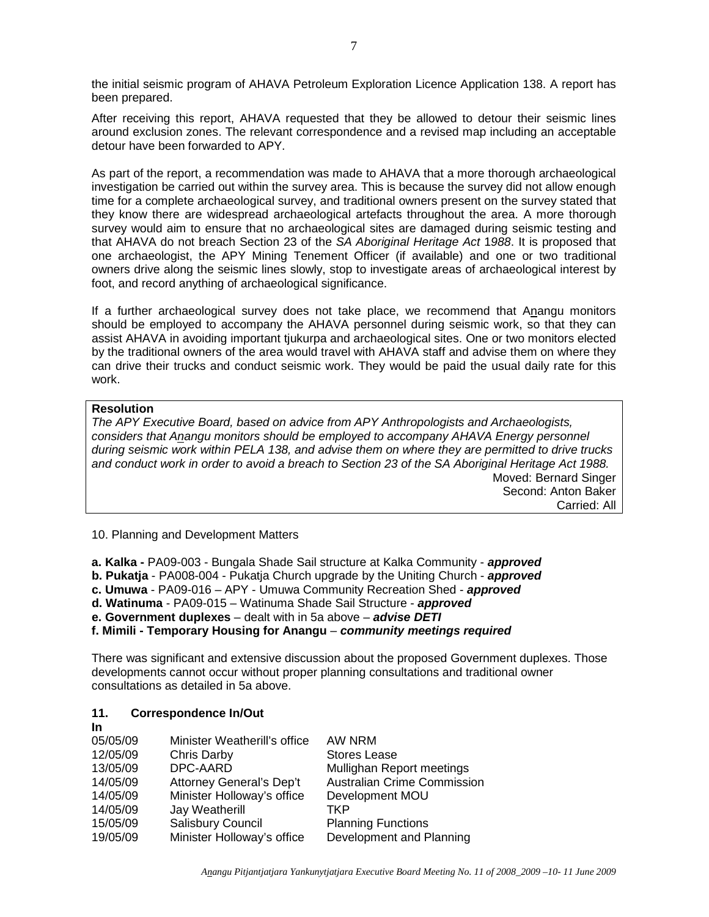the initial seismic program of AHAVA Petroleum Exploration Licence Application 138. A report has been prepared.

After receiving this report, AHAVA requested that they be allowed to detour their seismic lines around exclusion zones. The relevant correspondence and a revised map including an acceptable detour have been forwarded to APY.

As part of the report, a recommendation was made to AHAVA that a more thorough archaeological investigation be carried out within the survey area. This is because the survey did not allow enough time for a complete archaeological survey, and traditional owners present on the survey stated that they know there are widespread archaeological artefacts throughout the area. A more thorough survey would aim to ensure that no archaeological sites are damaged during seismic testing and that AHAVA do not breach Section 23 of the *SA Aboriginal Heritage Act 1988*. It is proposed that one archaeologist, the APY Mining Tenement Officer (if available) and one or two traditional owners drive along the seismic lines slowly, stop to investigate areas of archaeological interest by foot, and record anything of archaeological significance.

If a further archaeological survey does not take place, we recommend that Anangu monitors should be employed to accompany the AHAVA personnel during seismic work, so that they can assist AHAVA in avoiding important tjukurpa and archaeological sites. One or two monitors elected by the traditional owners of the area would travel with AHAVA staff and advise them on where they can drive their trucks and conduct seismic work. They would be paid the usual daily rate for this work.

**Resolution**

*The APY Executive Board, based on advice from APY Anthropologists and Archaeologists, considers that Anangu monitors should be employed to accompany AHAVA Energy personnel during seismic work within PELA 138, and advise them on where they are permitted to drive trucks and conduct work in order to avoid a breach to Section 23 of the SA Aboriginal Heritage Act 1988.*

Moved: Bernard Singer
Second: Anton Baker
Carried: All

10. Planning and Development Matters

**a. Kalka -** PA09-003 - Bungala Shade Sail structure at Kalka Community - ***approved***
**b. Pukatja** - PA008-004 - Pukatja Church upgrade by the Uniting Church - ***approved***
**c. Umuwa** - PA09-016 – APY - Umuwa Community Recreation Shed - ***approved***
**d. Watinuma** - PA09-015 – Watinuma Shade Sail Structure - ***approved***
**e. Government duplexes** – dealt with in 5a above – ***advise DETI***
**f. Mimili - Temporary Housing for Anangu** – ***community meetings required***

There was significant and extensive discussion about the proposed Government duplexes. Those developments cannot occur without proper planning consultations and traditional owner consultations as detailed in 5a above.

## 11. Correspondence In/Out

**In**

| | | |
|---|---|---|
| 05/05/09 | Minister Weatherill's office | AW NRM |
| 12/05/09 | Chris Darby | Stores Lease |
| 13/05/09 | DPC-AARD | Mullighan Report meetings |
| 14/05/09 | Attorney General's Dep't | Australian Crime Commission |
| 14/05/09 | Minister Holloway's office | Development MOU |
| 14/05/09 | Jay Weatherill | TKP |
| 15/05/09 | Salisbury Council | Planning Functions |
| 19/05/09 | Minister Holloway's office | Development and Planning |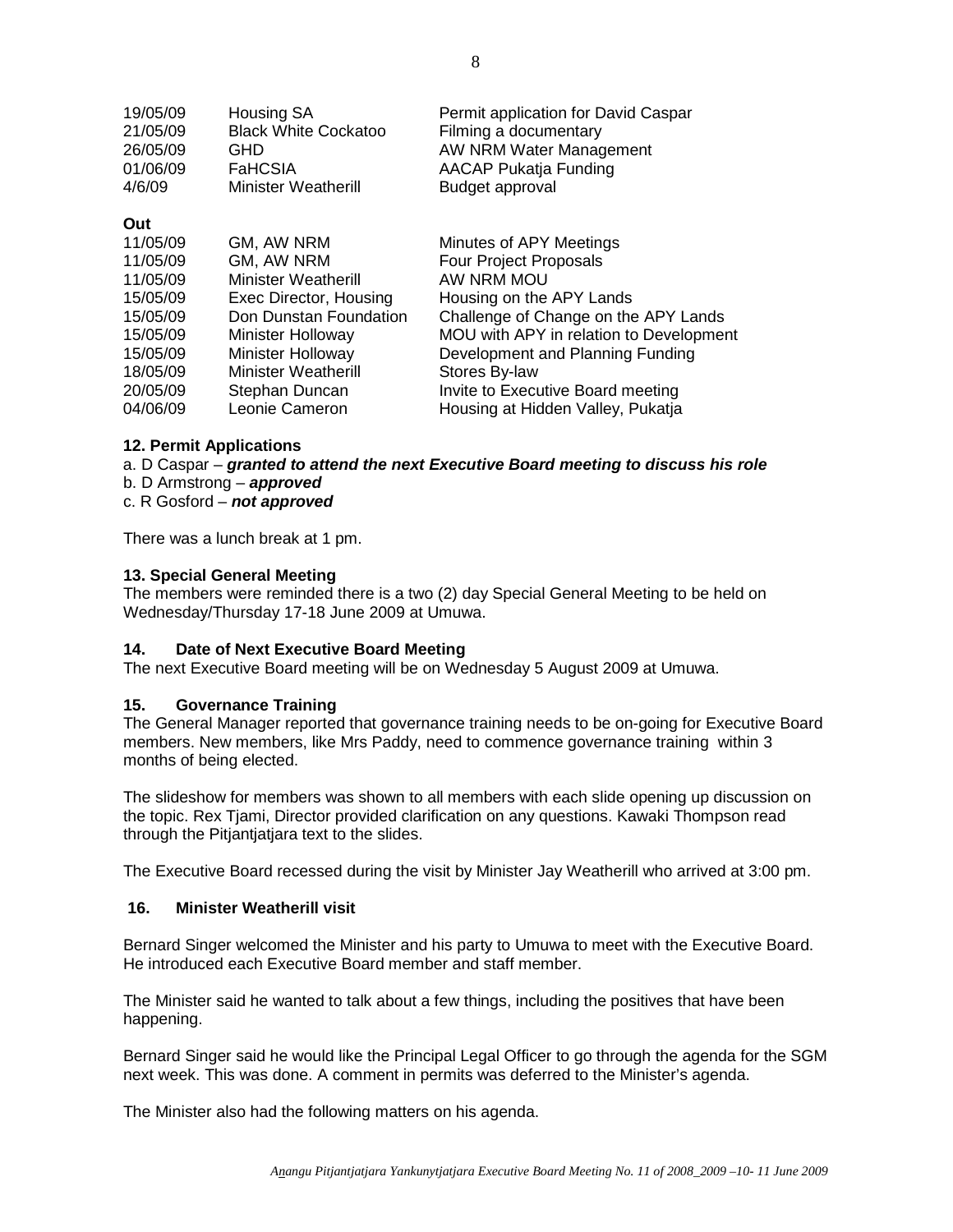| | | |
|---|---|---|
| 19/05/09 | Housing SA | Permit application for David Caspar |
| 21/05/09 | Black White Cockatoo | Filming a documentary |
| 26/05/09 | GHD | AW NRM Water Management |
| 01/06/09 | FaHCSIA | AACAP Pukatja Funding |
| 4/6/09 | Minister Weatherill | Budget approval |

**Out**

| | | |
|---|---|---|
| 11/05/09 | GM, AW NRM | Minutes of APY Meetings |
| 11/05/09 | GM, AW NRM | Four Project Proposals |
| 11/05/09 | Minister Weatherill | AW NRM MOU |
| 15/05/09 | Exec Director, Housing | Housing on the APY Lands |
| 15/05/09 | Don Dunstan Foundation | Challenge of Change on the APY Lands |
| 15/05/09 | Minister Holloway | MOU with APY in relation to Development |
| 15/05/09 | Minister Holloway | Development and Planning Funding |
| 18/05/09 | Minister Weatherill | Stores By-law |
| 20/05/09 | Stephan Duncan | Invite to Executive Board meeting |
| 04/06/09 | Leonie Cameron | Housing at Hidden Valley, Pukatja |

### 12. Permit Applications

a. D Caspar – ***granted to attend the next Executive Board meeting to discuss his role***
b. D Armstrong – ***approved***
c. R Gosford – ***not approved***

There was a lunch break at 1 pm.

### 13. Special General Meeting

The members were reminded there is a two (2) day Special General Meeting to be held on Wednesday/Thursday 17-18 June 2009 at Umuwa.

### 14. Date of Next Executive Board Meeting

The next Executive Board meeting will be on Wednesday 5 August 2009 at Umuwa.

### 15. Governance Training

The General Manager reported that governance training needs to be on-going for Executive Board members. New members, like Mrs Paddy, need to commence governance training within 3 months of being elected.

The slideshow for members was shown to all members with each slide opening up discussion on the topic. Rex Tjami, Director provided clarification on any questions. Kawaki Thompson read through the Pitjantjatjara text to the slides.

The Executive Board recessed during the visit by Minister Jay Weatherill who arrived at 3:00 pm.

### 16. Minister Weatherill visit

Bernard Singer welcomed the Minister and his party to Umuwa to meet with the Executive Board. He introduced each Executive Board member and staff member.

The Minister said he wanted to talk about a few things, including the positives that have been happening.

Bernard Singer said he would like the Principal Legal Officer to go through the agenda for the SGM next week. This was done. A comment in permits was deferred to the Minister's agenda.

The Minister also had the following matters on his agenda.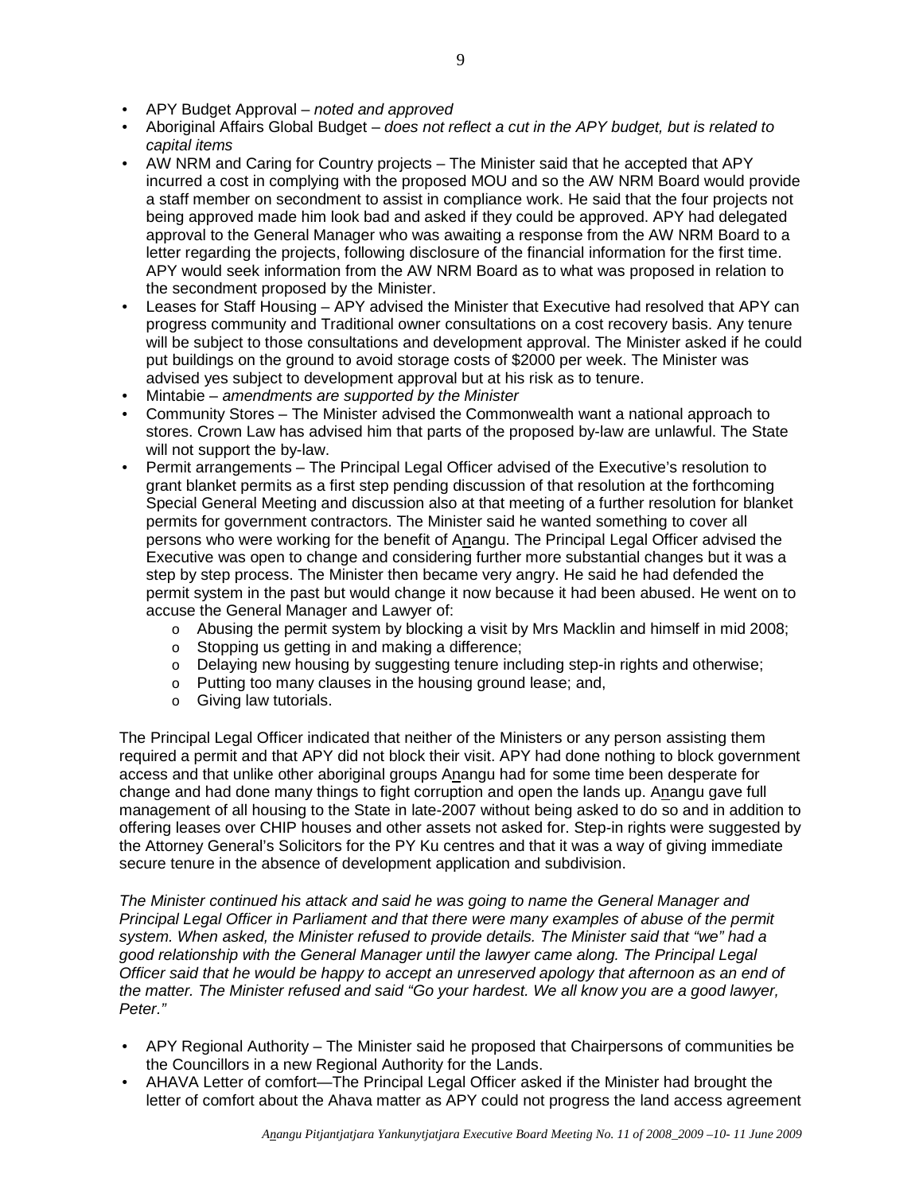- APY Budget Approval – *noted and approved*
- Aboriginal Affairs Global Budget – *does not reflect a cut in the APY budget, but is related to capital items*
- AW NRM and Caring for Country projects – The Minister said that he accepted that APY incurred a cost in complying with the proposed MOU and so the AW NRM Board would provide a staff member on secondment to assist in compliance work. He said that the four projects not being approved made him look bad and asked if they could be approved. APY had delegated approval to the General Manager who was awaiting a response from the AW NRM Board to a letter regarding the projects, following disclosure of the financial information for the first time. APY would seek information from the AW NRM Board as to what was proposed in relation to the secondment proposed by the Minister.
- Leases for Staff Housing – APY advised the Minister that Executive had resolved that APY can progress community and Traditional owner consultations on a cost recovery basis. Any tenure will be subject to those consultations and development approval. The Minister asked if he could put buildings on the ground to avoid storage costs of $2000 per week. The Minister was advised yes subject to development approval but at his risk as to tenure.
- Mintabie – *amendments are supported by the Minister*
- Community Stores – The Minister advised the Commonwealth want a national approach to stores. Crown Law has advised him that parts of the proposed by-law are unlawful. The State will not support the by-law.
- Permit arrangements – The Principal Legal Officer advised of the Executive's resolution to grant blanket permits as a first step pending discussion of that resolution at the forthcoming Special General Meeting and discussion also at that meeting of a further resolution for blanket permits for government contractors. The Minister said he wanted something to cover all persons who were working for the benefit of Anangu. The Principal Legal Officer advised the Executive was open to change and considering further more substantial changes but it was a step by step process. The Minister then became very angry. He said he had defended the permit system in the past but would change it now because it had been abused. He went on to accuse the General Manager and Lawyer of:
  - Abusing the permit system by blocking a visit by Mrs Macklin and himself in mid 2008;
  - Stopping us getting in and making a difference;
  - Delaying new housing by suggesting tenure including step-in rights and otherwise;
  - Putting too many clauses in the housing ground lease; and,
  - Giving law tutorials.

The Principal Legal Officer indicated that neither of the Ministers or any person assisting them required a permit and that APY did not block their visit. APY had done nothing to block government access and that unlike other aboriginal groups Anangu had for some time been desperate for change and had done many things to fight corruption and open the lands up. Anangu gave full management of all housing to the State in late-2007 without being asked to do so and in addition to offering leases over CHIP houses and other assets not asked for. Step-in rights were suggested by the Attorney General's Solicitors for the PY Ku centres and that it was a way of giving immediate secure tenure in the absence of development application and subdivision.

*The Minister continued his attack and said he was going to name the General Manager and Principal Legal Officer in Parliament and that there were many examples of abuse of the permit system. When asked, the Minister refused to provide details. The Minister said that "we" had a good relationship with the General Manager until the lawyer came along. The Principal Legal Officer said that he would be happy to accept an unreserved apology that afternoon as an end of the matter. The Minister refused and said "Go your hardest. We all know you are a good lawyer, Peter."*

- APY Regional Authority – The Minister said he proposed that Chairpersons of communities be the Councillors in a new Regional Authority for the Lands.
- AHAVA Letter of comfort—The Principal Legal Officer asked if the Minister had brought the letter of comfort about the Ahava matter as APY could not progress the land access agreement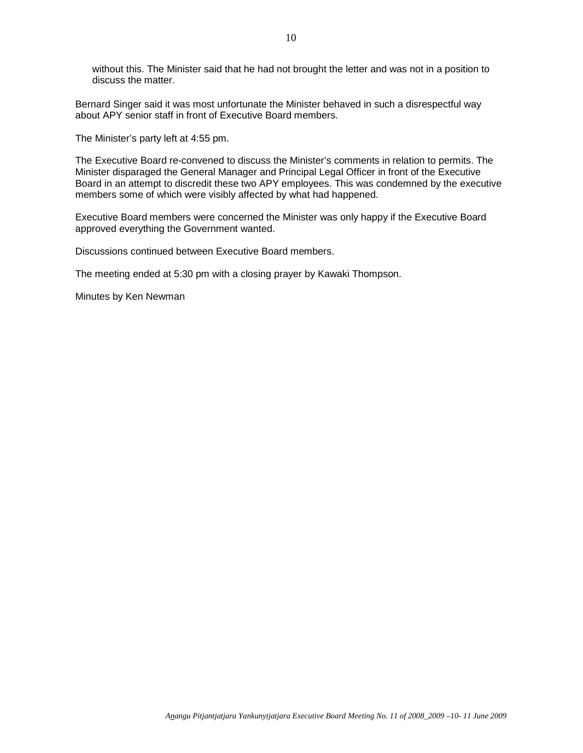without this. The Minister said that he had not brought the letter and was not in a position to discuss the matter.

Bernard Singer said it was most unfortunate the Minister behaved in such a disrespectful way about APY senior staff in front of Executive Board members.

The Minister's party left at 4:55 pm.

The Executive Board re-convened to discuss the Minister's comments in relation to permits. The Minister disparaged the General Manager and Principal Legal Officer in front of the Executive Board in an attempt to discredit these two APY employees. This was condemned by the executive members some of which were visibly affected by what had happened.

Executive Board members were concerned the Minister was only happy if the Executive Board approved everything the Government wanted.

Discussions continued between Executive Board members.

The meeting ended at 5:30 pm with a closing prayer by Kawaki Thompson.

Minutes by Ken Newman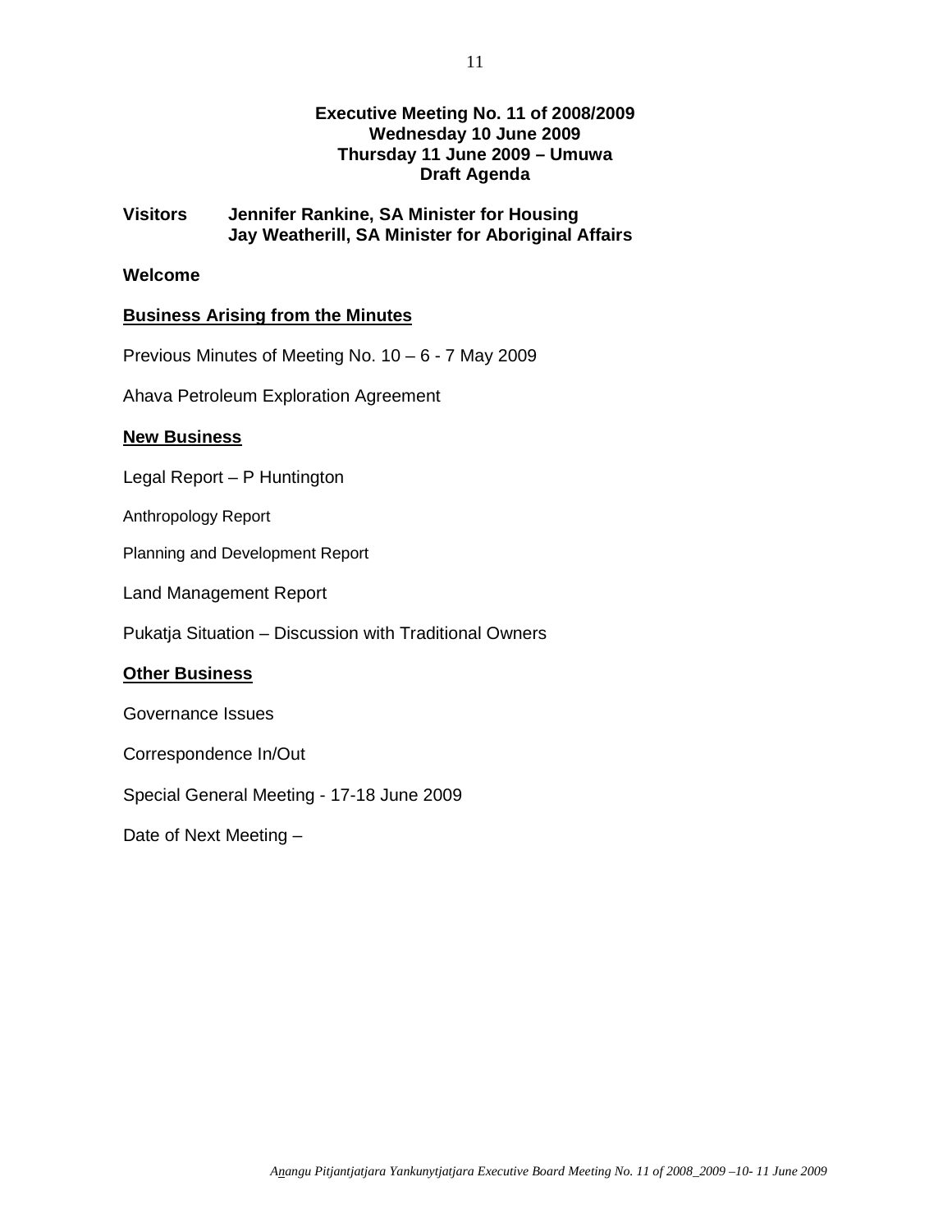**Executive Meeting No. 11 of 2008/2009**
**Wednesday 10 June 2009**
**Thursday 11 June 2009 – Umuwa**
**Draft Agenda**

**Visitors** **Jennifer Rankine, SA Minister for Housing**
**Jay Weatherill, SA Minister for Aboriginal Affairs**

**Welcome**

**Business Arising from the Minutes**

Previous Minutes of Meeting No. 10 – 6 - 7 May 2009

Ahava Petroleum Exploration Agreement

**New Business**

Legal Report – P Huntington

Anthropology Report

Planning and Development Report

Land Management Report

Pukatja Situation – Discussion with Traditional Owners

**Other Business**

Governance Issues

Correspondence In/Out

Special General Meeting - 17-18 June 2009

Date of Next Meeting –